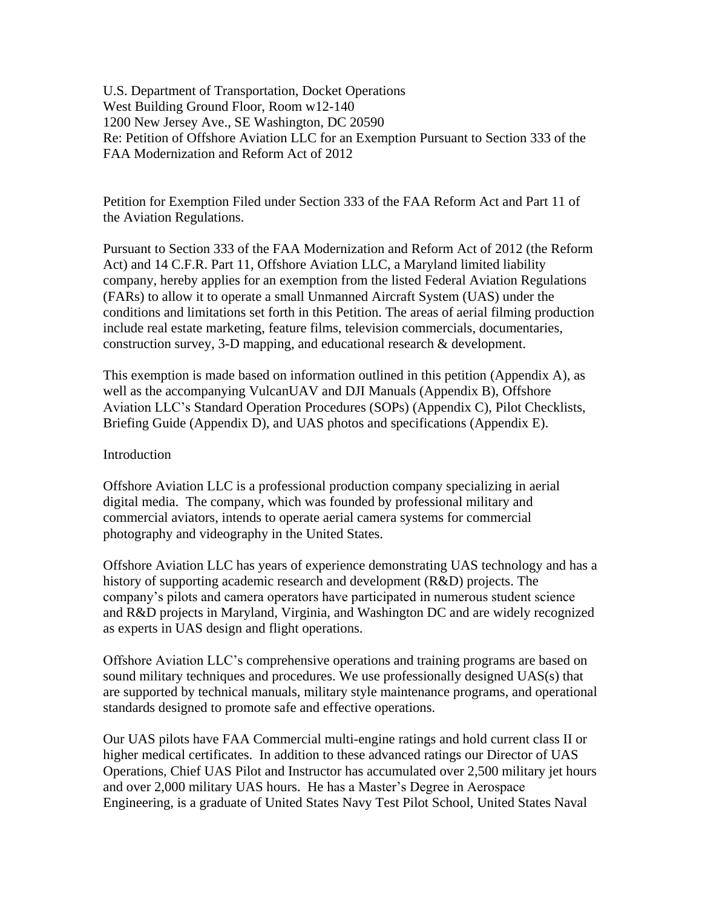U.S. Department of Transportation, Docket Operations
West Building Ground Floor, Room w12-140
1200 New Jersey Ave., SE Washington, DC 20590
Re: Petition of Offshore Aviation LLC for an Exemption Pursuant to Section 333 of the FAA Modernization and Reform Act of 2012

Petition for Exemption Filed under Section 333 of the FAA Reform Act and Part 11 of the Aviation Regulations.

Pursuant to Section 333 of the FAA Modernization and Reform Act of 2012 (the Reform Act) and 14 C.F.R. Part 11, Offshore Aviation LLC, a Maryland limited liability company, hereby applies for an exemption from the listed Federal Aviation Regulations (FARs) to allow it to operate a small Unmanned Aircraft System (UAS) under the conditions and limitations set forth in this Petition. The areas of aerial filming production include real estate marketing, feature films, television commercials, documentaries, construction survey, 3-D mapping, and educational research & development.

This exemption is made based on information outlined in this petition (Appendix A), as well as the accompanying VulcanUAV and DJI Manuals (Appendix B), Offshore Aviation LLC's Standard Operation Procedures (SOPs) (Appendix C), Pilot Checklists, Briefing Guide (Appendix D), and UAS photos and specifications (Appendix E).

## Introduction

Offshore Aviation LLC is a professional production company specializing in aerial digital media. The company, which was founded by professional military and commercial aviators, intends to operate aerial camera systems for commercial photography and videography in the United States.

Offshore Aviation LLC has years of experience demonstrating UAS technology and has a history of supporting academic research and development (R&D) projects. The company's pilots and camera operators have participated in numerous student science and R&D projects in Maryland, Virginia, and Washington DC and are widely recognized as experts in UAS design and flight operations.

Offshore Aviation LLC's comprehensive operations and training programs are based on sound military techniques and procedures. We use professionally designed UAS(s) that are supported by technical manuals, military style maintenance programs, and operational standards designed to promote safe and effective operations.

Our UAS pilots have FAA Commercial multi-engine ratings and hold current class II or higher medical certificates. In addition to these advanced ratings our Director of UAS Operations, Chief UAS Pilot and Instructor has accumulated over 2,500 military jet hours and over 2,000 military UAS hours. He has a Master's Degree in Aerospace Engineering, is a graduate of United States Navy Test Pilot School, United States Naval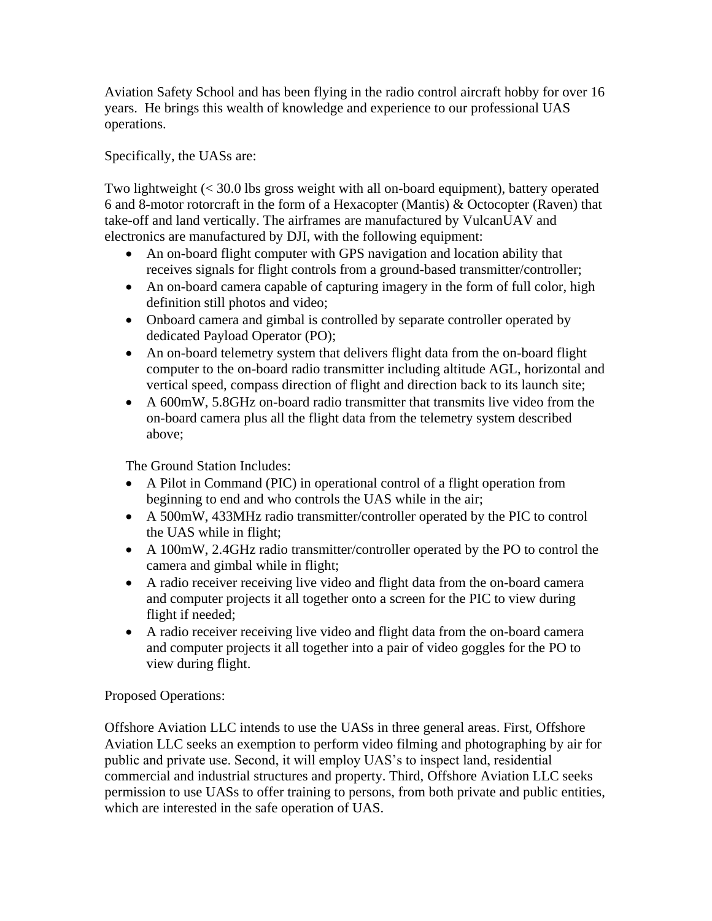Aviation Safety School and has been flying in the radio control aircraft hobby for over 16 years. He brings this wealth of knowledge and experience to our professional UAS operations.

Specifically, the UASs are:

Two lightweight (< 30.0 lbs gross weight with all on-board equipment), battery operated 6 and 8-motor rotorcraft in the form of a Hexacopter (Mantis) & Octocopter (Raven) that take-off and land vertically. The airframes are manufactured by VulcanUAV and electronics are manufactured by DJI, with the following equipment:

- An on-board flight computer with GPS navigation and location ability that receives signals for flight controls from a ground-based transmitter/controller;
- An on-board camera capable of capturing imagery in the form of full color, high definition still photos and video;
- Onboard camera and gimbal is controlled by separate controller operated by dedicated Payload Operator (PO);
- An on-board telemetry system that delivers flight data from the on-board flight computer to the on-board radio transmitter including altitude AGL, horizontal and vertical speed, compass direction of flight and direction back to its launch site;
- A 600mW, 5.8GHz on-board radio transmitter that transmits live video from the on-board camera plus all the flight data from the telemetry system described above;

The Ground Station Includes:

- A Pilot in Command (PIC) in operational control of a flight operation from beginning to end and who controls the UAS while in the air;
- A 500mW, 433MHz radio transmitter/controller operated by the PIC to control the UAS while in flight;
- A 100mW, 2.4GHz radio transmitter/controller operated by the PO to control the camera and gimbal while in flight;
- A radio receiver receiving live video and flight data from the on-board camera and computer projects it all together onto a screen for the PIC to view during flight if needed;
- A radio receiver receiving live video and flight data from the on-board camera and computer projects it all together into a pair of video goggles for the PO to view during flight.

Proposed Operations:

Offshore Aviation LLC intends to use the UASs in three general areas. First, Offshore Aviation LLC seeks an exemption to perform video filming and photographing by air for public and private use. Second, it will employ UAS's to inspect land, residential commercial and industrial structures and property. Third, Offshore Aviation LLC seeks permission to use UASs to offer training to persons, from both private and public entities, which are interested in the safe operation of UAS.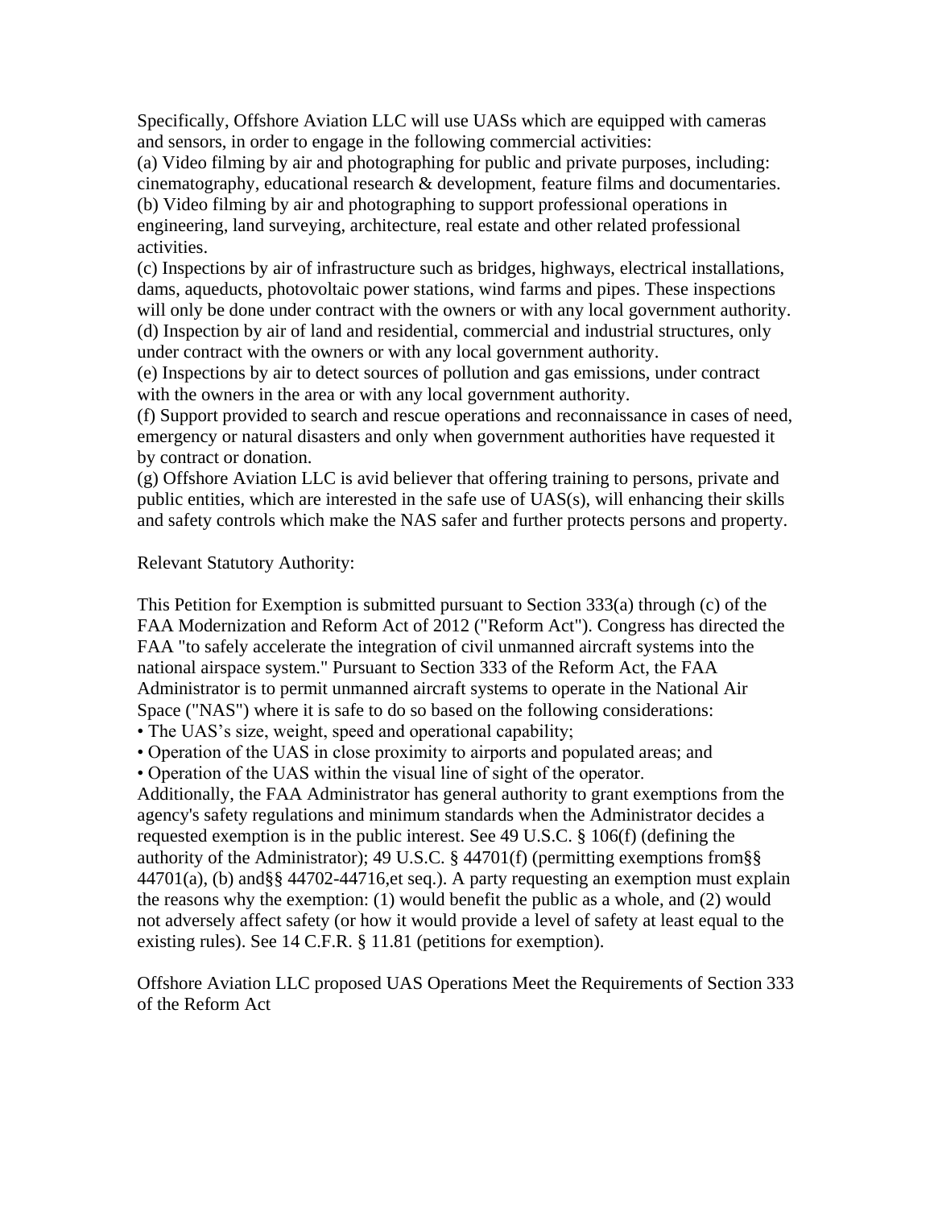Specifically, Offshore Aviation LLC will use UASs which are equipped with cameras and sensors, in order to engage in the following commercial activities:

(a) Video filming by air and photographing for public and private purposes, including: cinematography, educational research & development, feature films and documentaries.

(b) Video filming by air and photographing to support professional operations in engineering, land surveying, architecture, real estate and other related professional activities.

(c) Inspections by air of infrastructure such as bridges, highways, electrical installations, dams, aqueducts, photovoltaic power stations, wind farms and pipes. These inspections will only be done under contract with the owners or with any local government authority.

(d) Inspection by air of land and residential, commercial and industrial structures, only under contract with the owners or with any local government authority.

(e) Inspections by air to detect sources of pollution and gas emissions, under contract with the owners in the area or with any local government authority.

(f) Support provided to search and rescue operations and reconnaissance in cases of need, emergency or natural disasters and only when government authorities have requested it by contract or donation.

(g) Offshore Aviation LLC is avid believer that offering training to persons, private and public entities, which are interested in the safe use of UAS(s), will enhancing their skills and safety controls which make the NAS safer and further protects persons and property.

Relevant Statutory Authority:

This Petition for Exemption is submitted pursuant to Section 333(a) through (c) of the FAA Modernization and Reform Act of 2012 ("Reform Act"). Congress has directed the FAA "to safely accelerate the integration of civil unmanned aircraft systems into the national airspace system." Pursuant to Section 333 of the Reform Act, the FAA Administrator is to permit unmanned aircraft systems to operate in the National Air Space ("NAS") where it is safe to do so based on the following considerations:

- The UAS's size, weight, speed and operational capability;
- Operation of the UAS in close proximity to airports and populated areas; and
- Operation of the UAS within the visual line of sight of the operator.

Additionally, the FAA Administrator has general authority to grant exemptions from the agency's safety regulations and minimum standards when the Administrator decides a requested exemption is in the public interest. See 49 U.S.C. § 106(f) (defining the authority of the Administrator); 49 U.S.C. § 44701(f) (permitting exemptions from§§ 44701(a), (b) and§§ 44702-44716,et seq.). A party requesting an exemption must explain the reasons why the exemption: (1) would benefit the public as a whole, and (2) would not adversely affect safety (or how it would provide a level of safety at least equal to the existing rules). See 14 C.F.R. § 11.81 (petitions for exemption).

Offshore Aviation LLC proposed UAS Operations Meet the Requirements of Section 333 of the Reform Act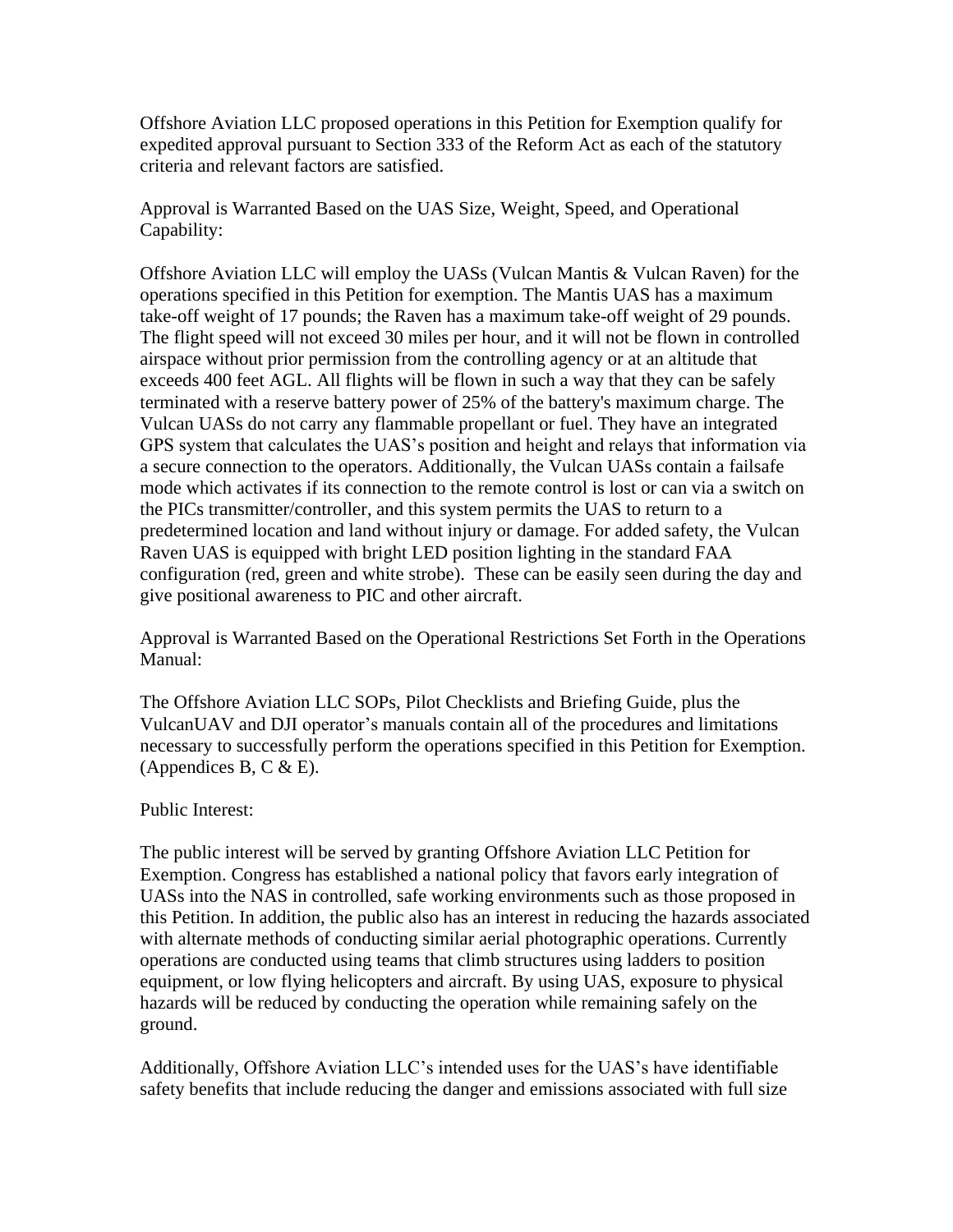Offshore Aviation LLC proposed operations in this Petition for Exemption qualify for expedited approval pursuant to Section 333 of the Reform Act as each of the statutory criteria and relevant factors are satisfied.

Approval is Warranted Based on the UAS Size, Weight, Speed, and Operational Capability:

Offshore Aviation LLC will employ the UASs (Vulcan Mantis & Vulcan Raven) for the operations specified in this Petition for exemption. The Mantis UAS has a maximum take-off weight of 17 pounds; the Raven has a maximum take-off weight of 29 pounds. The flight speed will not exceed 30 miles per hour, and it will not be flown in controlled airspace without prior permission from the controlling agency or at an altitude that exceeds 400 feet AGL. All flights will be flown in such a way that they can be safely terminated with a reserve battery power of 25% of the battery's maximum charge. The Vulcan UASs do not carry any flammable propellant or fuel. They have an integrated GPS system that calculates the UAS's position and height and relays that information via a secure connection to the operators. Additionally, the Vulcan UASs contain a failsafe mode which activates if its connection to the remote control is lost or can via a switch on the PICs transmitter/controller, and this system permits the UAS to return to a predetermined location and land without injury or damage. For added safety, the Vulcan Raven UAS is equipped with bright LED position lighting in the standard FAA configuration (red, green and white strobe). These can be easily seen during the day and give positional awareness to PIC and other aircraft.

Approval is Warranted Based on the Operational Restrictions Set Forth in the Operations Manual:

The Offshore Aviation LLC SOPs, Pilot Checklists and Briefing Guide, plus the VulcanUAV and DJI operator's manuals contain all of the procedures and limitations necessary to successfully perform the operations specified in this Petition for Exemption. (Appendices B, C & E).

Public Interest:

The public interest will be served by granting Offshore Aviation LLC Petition for Exemption. Congress has established a national policy that favors early integration of UASs into the NAS in controlled, safe working environments such as those proposed in this Petition. In addition, the public also has an interest in reducing the hazards associated with alternate methods of conducting similar aerial photographic operations. Currently operations are conducted using teams that climb structures using ladders to position equipment, or low flying helicopters and aircraft. By using UAS, exposure to physical hazards will be reduced by conducting the operation while remaining safely on the ground.

Additionally, Offshore Aviation LLC's intended uses for the UAS's have identifiable safety benefits that include reducing the danger and emissions associated with full size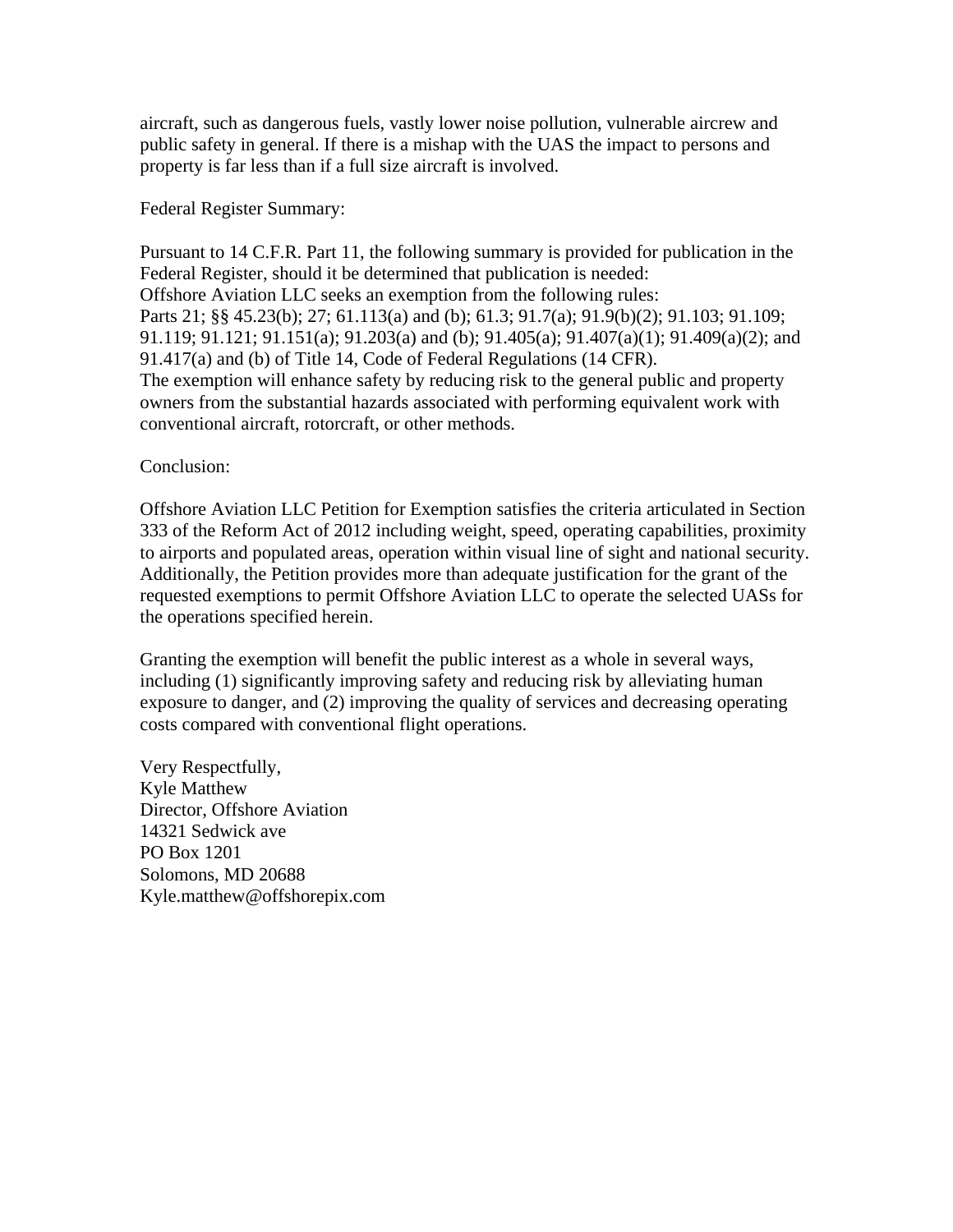aircraft, such as dangerous fuels, vastly lower noise pollution, vulnerable aircrew and public safety in general. If there is a mishap with the UAS the impact to persons and property is far less than if a full size aircraft is involved.

Federal Register Summary:

Pursuant to 14 C.F.R. Part 11, the following summary is provided for publication in the Federal Register, should it be determined that publication is needed:
Offshore Aviation LLC seeks an exemption from the following rules:
Parts 21; §§ 45.23(b); 27; 61.113(a) and (b); 61.3; 91.7(a); 91.9(b)(2); 91.103; 91.109; 91.119; 91.121; 91.151(a); 91.203(a) and (b); 91.405(a); 91.407(a)(1); 91.409(a)(2); and 91.417(a) and (b) of Title 14, Code of Federal Regulations (14 CFR).
The exemption will enhance safety by reducing risk to the general public and property owners from the substantial hazards associated with performing equivalent work with conventional aircraft, rotorcraft, or other methods.

Conclusion:

Offshore Aviation LLC Petition for Exemption satisfies the criteria articulated in Section 333 of the Reform Act of 2012 including weight, speed, operating capabilities, proximity to airports and populated areas, operation within visual line of sight and national security. Additionally, the Petition provides more than adequate justification for the grant of the requested exemptions to permit Offshore Aviation LLC to operate the selected UASs for the operations specified herein.

Granting the exemption will benefit the public interest as a whole in several ways, including (1) significantly improving safety and reducing risk by alleviating human exposure to danger, and (2) improving the quality of services and decreasing operating costs compared with conventional flight operations.

Very Respectfully,
Kyle Matthew
Director, Offshore Aviation
14321 Sedwick ave
PO Box 1201
Solomons, MD 20688
Kyle.matthew@offshorepix.com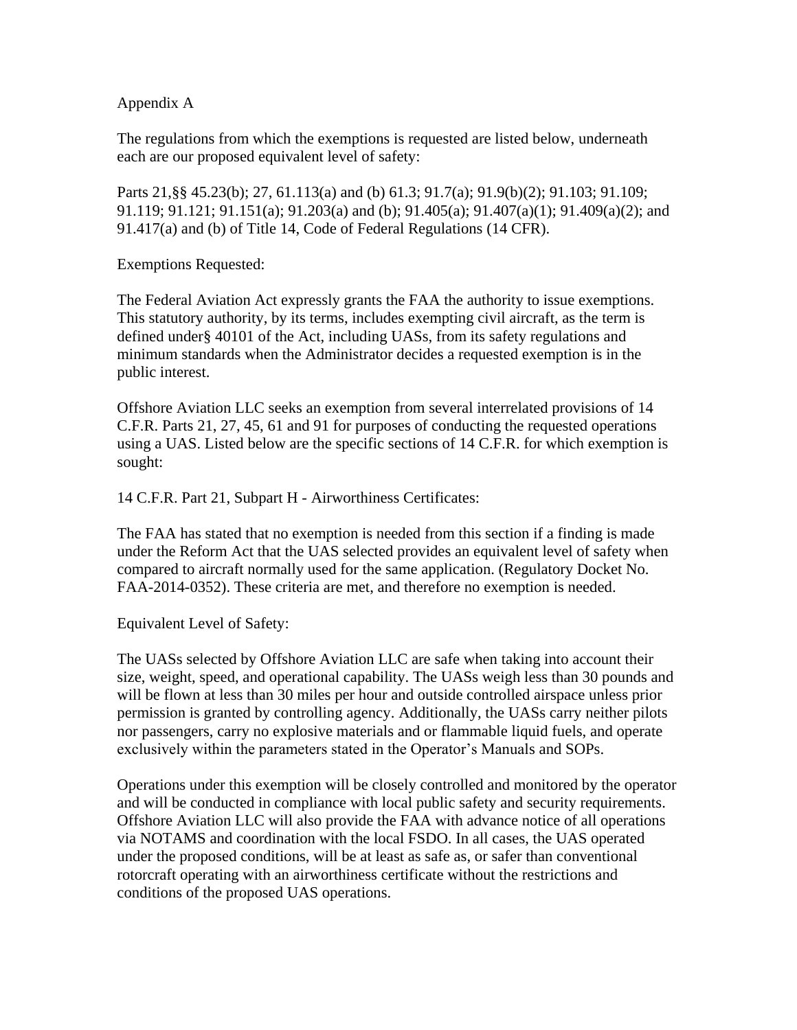Appendix A

The regulations from which the exemptions is requested are listed below, underneath each are our proposed equivalent level of safety:

Parts 21,§§ 45.23(b); 27, 61.113(a) and (b) 61.3; 91.7(a); 91.9(b)(2); 91.103; 91.109; 91.119; 91.121; 91.151(a); 91.203(a) and (b); 91.405(a); 91.407(a)(1); 91.409(a)(2); and 91.417(a) and (b) of Title 14, Code of Federal Regulations (14 CFR).

Exemptions Requested:

The Federal Aviation Act expressly grants the FAA the authority to issue exemptions. This statutory authority, by its terms, includes exempting civil aircraft, as the term is defined under§ 40101 of the Act, including UASs, from its safety regulations and minimum standards when the Administrator decides a requested exemption is in the public interest.

Offshore Aviation LLC seeks an exemption from several interrelated provisions of 14 C.F.R. Parts 21, 27, 45, 61 and 91 for purposes of conducting the requested operations using a UAS. Listed below are the specific sections of 14 C.F.R. for which exemption is sought:

14 C.F.R. Part 21, Subpart H - Airworthiness Certificates:

The FAA has stated that no exemption is needed from this section if a finding is made under the Reform Act that the UAS selected provides an equivalent level of safety when compared to aircraft normally used for the same application. (Regulatory Docket No. FAA-2014-0352). These criteria are met, and therefore no exemption is needed.

Equivalent Level of Safety:

The UASs selected by Offshore Aviation LLC are safe when taking into account their size, weight, speed, and operational capability. The UASs weigh less than 30 pounds and will be flown at less than 30 miles per hour and outside controlled airspace unless prior permission is granted by controlling agency. Additionally, the UASs carry neither pilots nor passengers, carry no explosive materials and or flammable liquid fuels, and operate exclusively within the parameters stated in the Operator's Manuals and SOPs.

Operations under this exemption will be closely controlled and monitored by the operator and will be conducted in compliance with local public safety and security requirements. Offshore Aviation LLC will also provide the FAA with advance notice of all operations via NOTAMS and coordination with the local FSDO. In all cases, the UAS operated under the proposed conditions, will be at least as safe as, or safer than conventional rotorcraft operating with an airworthiness certificate without the restrictions and conditions of the proposed UAS operations.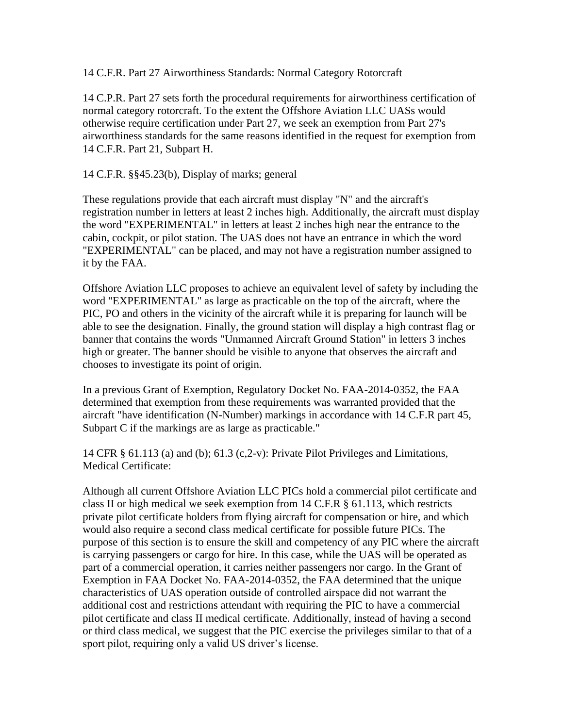14 C.F.R. Part 27 Airworthiness Standards: Normal Category Rotorcraft

14 C.P.R. Part 27 sets forth the procedural requirements for airworthiness certification of normal category rotorcraft. To the extent the Offshore Aviation LLC UASs would otherwise require certification under Part 27, we seek an exemption from Part 27's airworthiness standards for the same reasons identified in the request for exemption from 14 C.F.R. Part 21, Subpart H.

14 C.F.R. §§45.23(b), Display of marks; general

These regulations provide that each aircraft must display "N" and the aircraft's registration number in letters at least 2 inches high. Additionally, the aircraft must display the word "EXPERIMENTAL" in letters at least 2 inches high near the entrance to the cabin, cockpit, or pilot station. The UAS does not have an entrance in which the word "EXPERIMENTAL" can be placed, and may not have a registration number assigned to it by the FAA.

Offshore Aviation LLC proposes to achieve an equivalent level of safety by including the word "EXPERIMENTAL" as large as practicable on the top of the aircraft, where the PIC, PO and others in the vicinity of the aircraft while it is preparing for launch will be able to see the designation. Finally, the ground station will display a high contrast flag or banner that contains the words "Unmanned Aircraft Ground Station" in letters 3 inches high or greater. The banner should be visible to anyone that observes the aircraft and chooses to investigate its point of origin.

In a previous Grant of Exemption, Regulatory Docket No. FAA-2014-0352, the FAA determined that exemption from these requirements was warranted provided that the aircraft "have identification (N-Number) markings in accordance with 14 C.F.R part 45, Subpart C if the markings are as large as practicable."

14 CFR § 61.113 (a) and (b); 61.3 (c,2-v): Private Pilot Privileges and Limitations, Medical Certificate:

Although all current Offshore Aviation LLC PICs hold a commercial pilot certificate and class II or high medical we seek exemption from 14 C.F.R § 61.113, which restricts private pilot certificate holders from flying aircraft for compensation or hire, and which would also require a second class medical certificate for possible future PICs. The purpose of this section is to ensure the skill and competency of any PIC where the aircraft is carrying passengers or cargo for hire. In this case, while the UAS will be operated as part of a commercial operation, it carries neither passengers nor cargo. In the Grant of Exemption in FAA Docket No. FAA-2014-0352, the FAA determined that the unique characteristics of UAS operation outside of controlled airspace did not warrant the additional cost and restrictions attendant with requiring the PIC to have a commercial pilot certificate and class II medical certificate. Additionally, instead of having a second or third class medical, we suggest that the PIC exercise the privileges similar to that of a sport pilot, requiring only a valid US driver's license.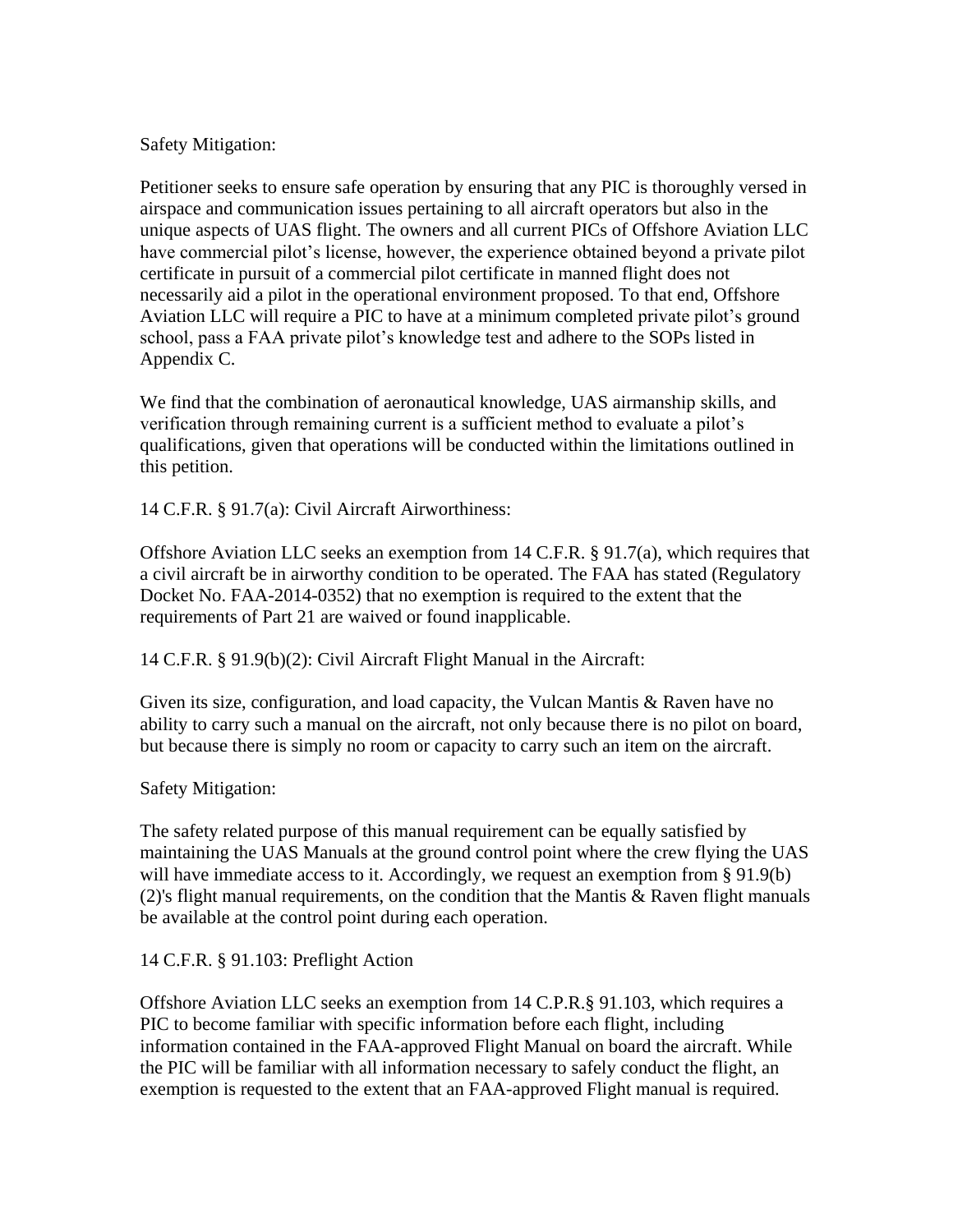Safety Mitigation:

Petitioner seeks to ensure safe operation by ensuring that any PIC is thoroughly versed in airspace and communication issues pertaining to all aircraft operators but also in the unique aspects of UAS flight. The owners and all current PICs of Offshore Aviation LLC have commercial pilot's license, however, the experience obtained beyond a private pilot certificate in pursuit of a commercial pilot certificate in manned flight does not necessarily aid a pilot in the operational environment proposed. To that end, Offshore Aviation LLC will require a PIC to have at a minimum completed private pilot's ground school, pass a FAA private pilot's knowledge test and adhere to the SOPs listed in Appendix C.

We find that the combination of aeronautical knowledge, UAS airmanship skills, and verification through remaining current is a sufficient method to evaluate a pilot's qualifications, given that operations will be conducted within the limitations outlined in this petition.

14 C.F.R. § 91.7(a): Civil Aircraft Airworthiness:

Offshore Aviation LLC seeks an exemption from 14 C.F.R. § 91.7(a), which requires that a civil aircraft be in airworthy condition to be operated. The FAA has stated (Regulatory Docket No. FAA-2014-0352) that no exemption is required to the extent that the requirements of Part 21 are waived or found inapplicable.

14 C.F.R. § 91.9(b)(2): Civil Aircraft Flight Manual in the Aircraft:

Given its size, configuration, and load capacity, the Vulcan Mantis & Raven have no ability to carry such a manual on the aircraft, not only because there is no pilot on board, but because there is simply no room or capacity to carry such an item on the aircraft.

Safety Mitigation:

The safety related purpose of this manual requirement can be equally satisfied by maintaining the UAS Manuals at the ground control point where the crew flying the UAS will have immediate access to it. Accordingly, we request an exemption from § 91.9(b)(2)'s flight manual requirements, on the condition that the Mantis & Raven flight manuals be available at the control point during each operation.

14 C.F.R. § 91.103: Preflight Action

Offshore Aviation LLC seeks an exemption from 14 C.P.R.§ 91.103, which requires a PIC to become familiar with specific information before each flight, including information contained in the FAA-approved Flight Manual on board the aircraft. While the PIC will be familiar with all information necessary to safely conduct the flight, an exemption is requested to the extent that an FAA-approved Flight manual is required.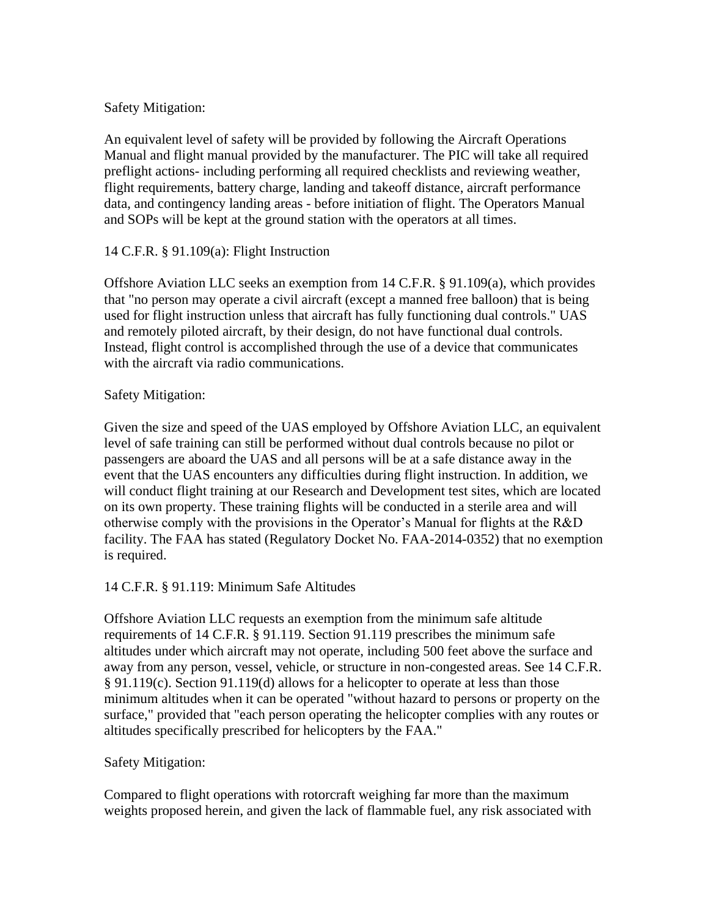Safety Mitigation:

An equivalent level of safety will be provided by following the Aircraft Operations Manual and flight manual provided by the manufacturer. The PIC will take all required preflight actions- including performing all required checklists and reviewing weather, flight requirements, battery charge, landing and takeoff distance, aircraft performance data, and contingency landing areas - before initiation of flight. The Operators Manual and SOPs will be kept at the ground station with the operators at all times.

14 C.F.R. § 91.109(a): Flight Instruction

Offshore Aviation LLC seeks an exemption from 14 C.F.R. § 91.109(a), which provides that "no person may operate a civil aircraft (except a manned free balloon) that is being used for flight instruction unless that aircraft has fully functioning dual controls." UAS and remotely piloted aircraft, by their design, do not have functional dual controls. Instead, flight control is accomplished through the use of a device that communicates with the aircraft via radio communications.

Safety Mitigation:

Given the size and speed of the UAS employed by Offshore Aviation LLC, an equivalent level of safe training can still be performed without dual controls because no pilot or passengers are aboard the UAS and all persons will be at a safe distance away in the event that the UAS encounters any difficulties during flight instruction. In addition, we will conduct flight training at our Research and Development test sites, which are located on its own property. These training flights will be conducted in a sterile area and will otherwise comply with the provisions in the Operator's Manual for flights at the R&D facility. The FAA has stated (Regulatory Docket No. FAA-2014-0352) that no exemption is required.

14 C.F.R. § 91.119: Minimum Safe Altitudes

Offshore Aviation LLC requests an exemption from the minimum safe altitude requirements of 14 C.F.R. § 91.119. Section 91.119 prescribes the minimum safe altitudes under which aircraft may not operate, including 500 feet above the surface and away from any person, vessel, vehicle, or structure in non-congested areas. See 14 C.F.R. § 91.119(c). Section 91.119(d) allows for a helicopter to operate at less than those minimum altitudes when it can be operated "without hazard to persons or property on the surface," provided that "each person operating the helicopter complies with any routes or altitudes specifically prescribed for helicopters by the FAA."

Safety Mitigation:

Compared to flight operations with rotorcraft weighing far more than the maximum weights proposed herein, and given the lack of flammable fuel, any risk associated with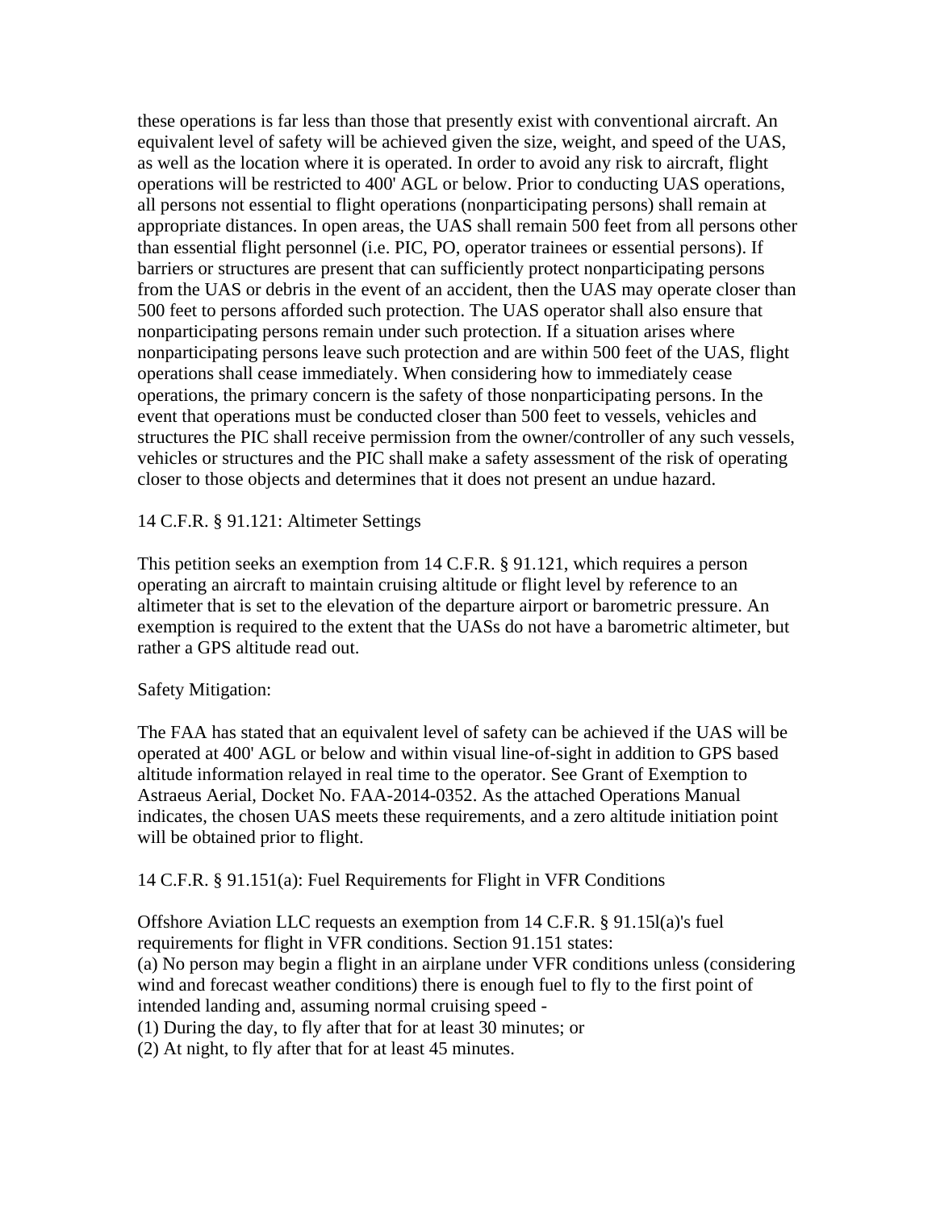these operations is far less than those that presently exist with conventional aircraft. An equivalent level of safety will be achieved given the size, weight, and speed of the UAS, as well as the location where it is operated. In order to avoid any risk to aircraft, flight operations will be restricted to 400' AGL or below. Prior to conducting UAS operations, all persons not essential to flight operations (nonparticipating persons) shall remain at appropriate distances. In open areas, the UAS shall remain 500 feet from all persons other than essential flight personnel (i.e. PIC, PO, operator trainees or essential persons). If barriers or structures are present that can sufficiently protect nonparticipating persons from the UAS or debris in the event of an accident, then the UAS may operate closer than 500 feet to persons afforded such protection. The UAS operator shall also ensure that nonparticipating persons remain under such protection. If a situation arises where nonparticipating persons leave such protection and are within 500 feet of the UAS, flight operations shall cease immediately. When considering how to immediately cease operations, the primary concern is the safety of those nonparticipating persons. In the event that operations must be conducted closer than 500 feet to vessels, vehicles and structures the PIC shall receive permission from the owner/controller of any such vessels, vehicles or structures and the PIC shall make a safety assessment of the risk of operating closer to those objects and determines that it does not present an undue hazard.

14 C.F.R. § 91.121: Altimeter Settings

This petition seeks an exemption from 14 C.F.R. § 91.121, which requires a person operating an aircraft to maintain cruising altitude or flight level by reference to an altimeter that is set to the elevation of the departure airport or barometric pressure. An exemption is required to the extent that the UASs do not have a barometric altimeter, but rather a GPS altitude read out.

Safety Mitigation:

The FAA has stated that an equivalent level of safety can be achieved if the UAS will be operated at 400' AGL or below and within visual line-of-sight in addition to GPS based altitude information relayed in real time to the operator. See Grant of Exemption to Astraeus Aerial, Docket No. FAA-2014-0352. As the attached Operations Manual indicates, the chosen UAS meets these requirements, and a zero altitude initiation point will be obtained prior to flight.

14 C.F.R. § 91.151(a): Fuel Requirements for Flight in VFR Conditions

Offshore Aviation LLC requests an exemption from 14 C.F.R. § 91.15l(a)'s fuel requirements for flight in VFR conditions. Section 91.151 states:

(a) No person may begin a flight in an airplane under VFR conditions unless (considering wind and forecast weather conditions) there is enough fuel to fly to the first point of intended landing and, assuming normal cruising speed -

(1) During the day, to fly after that for at least 30 minutes; or

(2) At night, to fly after that for at least 45 minutes.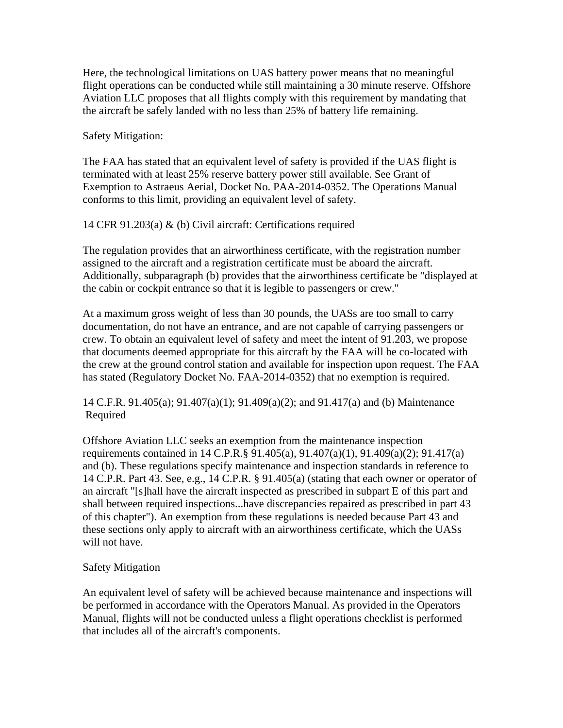Here, the technological limitations on UAS battery power means that no meaningful flight operations can be conducted while still maintaining a 30 minute reserve. Offshore Aviation LLC proposes that all flights comply with this requirement by mandating that the aircraft be safely landed with no less than 25% of battery life remaining.

Safety Mitigation:

The FAA has stated that an equivalent level of safety is provided if the UAS flight is terminated with at least 25% reserve battery power still available. See Grant of Exemption to Astraeus Aerial, Docket No. PAA-2014-0352. The Operations Manual conforms to this limit, providing an equivalent level of safety.

14 CFR 91.203(a) & (b) Civil aircraft: Certifications required

The regulation provides that an airworthiness certificate, with the registration number assigned to the aircraft and a registration certificate must be aboard the aircraft. Additionally, subparagraph (b) provides that the airworthiness certificate be "displayed at the cabin or cockpit entrance so that it is legible to passengers or crew."

At a maximum gross weight of less than 30 pounds, the UASs are too small to carry documentation, do not have an entrance, and are not capable of carrying passengers or crew. To obtain an equivalent level of safety and meet the intent of 91.203, we propose that documents deemed appropriate for this aircraft by the FAA will be co-located with the crew at the ground control station and available for inspection upon request. The FAA has stated (Regulatory Docket No. FAA-2014-0352) that no exemption is required.

14 C.F.R. 91.405(a); 91.407(a)(1); 91.409(a)(2); and 91.417(a) and (b) Maintenance Required

Offshore Aviation LLC seeks an exemption from the maintenance inspection requirements contained in 14 C.P.R.§ 91.405(a), 91.407(a)(1), 91.409(a)(2); 91.417(a) and (b). These regulations specify maintenance and inspection standards in reference to 14 C.P.R. Part 43. See, e.g., 14 C.P.R. § 91.405(a) (stating that each owner or operator of an aircraft "[s]hall have the aircraft inspected as prescribed in subpart E of this part and shall between required inspections...have discrepancies repaired as prescribed in part 43 of this chapter"). An exemption from these regulations is needed because Part 43 and these sections only apply to aircraft with an airworthiness certificate, which the UASs will not have.

Safety Mitigation

An equivalent level of safety will be achieved because maintenance and inspections will be performed in accordance with the Operators Manual. As provided in the Operators Manual, flights will not be conducted unless a flight operations checklist is performed that includes all of the aircraft's components.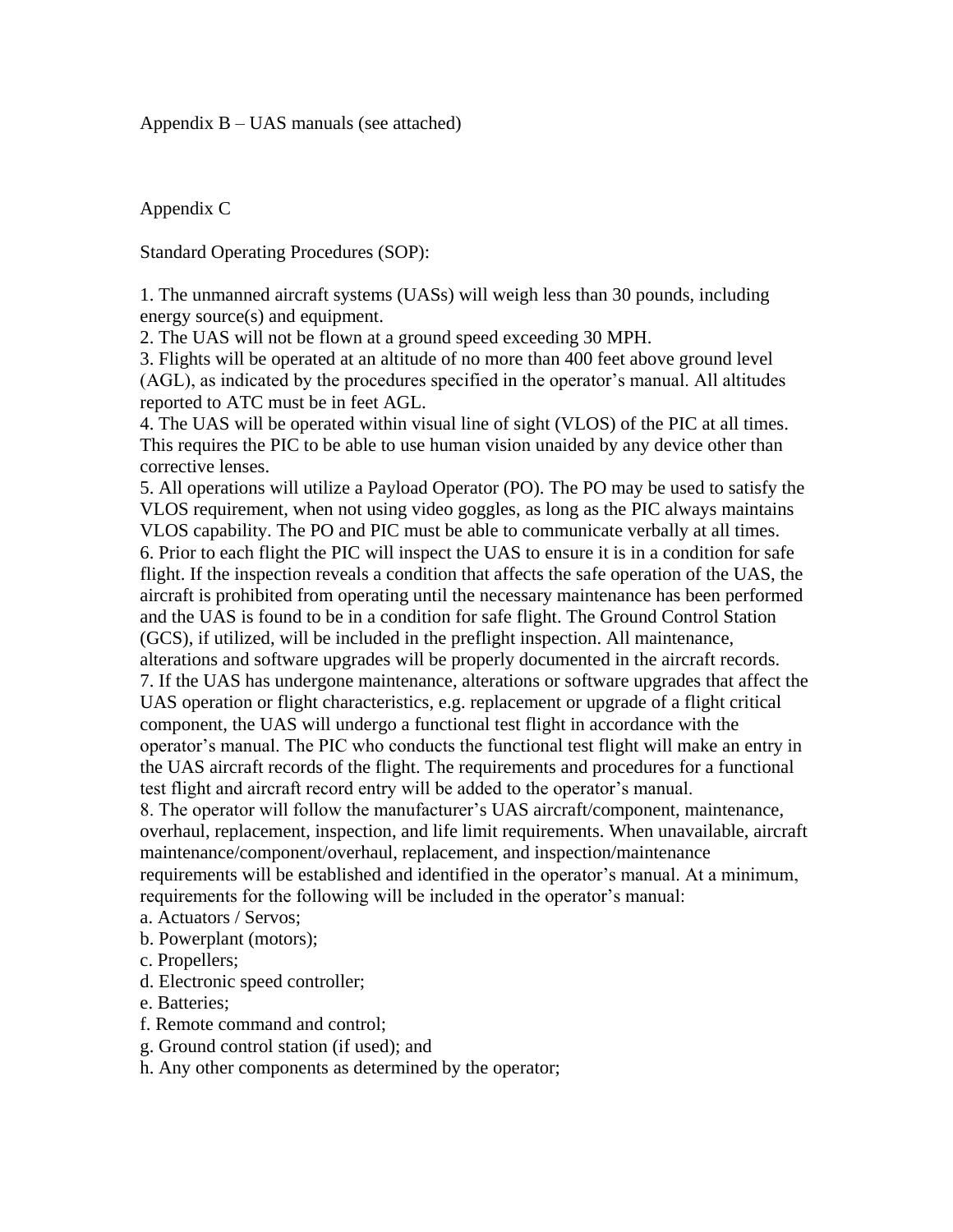Appendix B – UAS manuals (see attached)

Appendix C

Standard Operating Procedures (SOP):

1. The unmanned aircraft systems (UASs) will weigh less than 30 pounds, including energy source(s) and equipment.
2. The UAS will not be flown at a ground speed exceeding 30 MPH.
3. Flights will be operated at an altitude of no more than 400 feet above ground level (AGL), as indicated by the procedures specified in the operator's manual. All altitudes reported to ATC must be in feet AGL.
4. The UAS will be operated within visual line of sight (VLOS) of the PIC at all times. This requires the PIC to be able to use human vision unaided by any device other than corrective lenses.
5. All operations will utilize a Payload Operator (PO). The PO may be used to satisfy the VLOS requirement, when not using video goggles, as long as the PIC always maintains VLOS capability. The PO and PIC must be able to communicate verbally at all times.
6. Prior to each flight the PIC will inspect the UAS to ensure it is in a condition for safe flight. If the inspection reveals a condition that affects the safe operation of the UAS, the aircraft is prohibited from operating until the necessary maintenance has been performed and the UAS is found to be in a condition for safe flight. The Ground Control Station (GCS), if utilized, will be included in the preflight inspection. All maintenance, alterations and software upgrades will be properly documented in the aircraft records.
7. If the UAS has undergone maintenance, alterations or software upgrades that affect the UAS operation or flight characteristics, e.g. replacement or upgrade of a flight critical component, the UAS will undergo a functional test flight in accordance with the operator's manual. The PIC who conducts the functional test flight will make an entry in the UAS aircraft records of the flight. The requirements and procedures for a functional test flight and aircraft record entry will be added to the operator's manual.
8. The operator will follow the manufacturer's UAS aircraft/component, maintenance, overhaul, replacement, inspection, and life limit requirements. When unavailable, aircraft maintenance/component/overhaul, replacement, and inspection/maintenance requirements will be established and identified in the operator's manual. At a minimum, requirements for the following will be included in the operator's manual:
a. Actuators / Servos;
b. Powerplant (motors);
c. Propellers;
d. Electronic speed controller;
e. Batteries;
f. Remote command and control;
g. Ground control station (if used); and
h. Any other components as determined by the operator;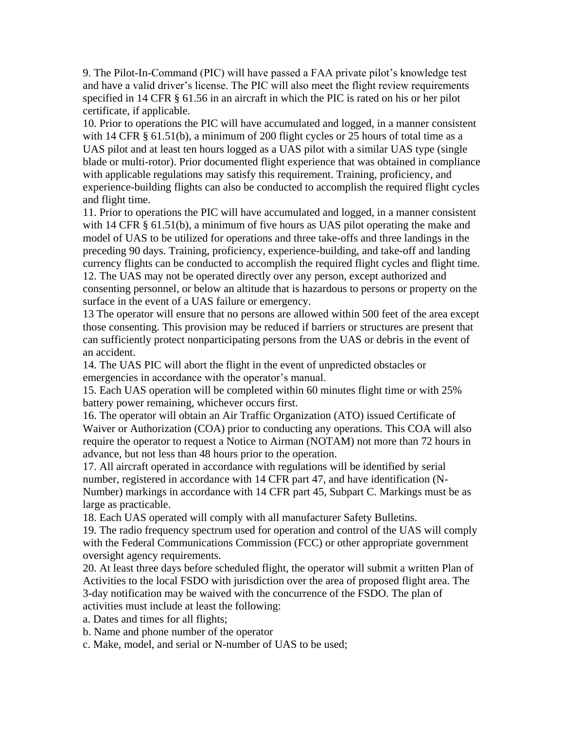9. The Pilot-In-Command (PIC) will have passed a FAA private pilot's knowledge test and have a valid driver's license. The PIC will also meet the flight review requirements specified in 14 CFR § 61.56 in an aircraft in which the PIC is rated on his or her pilot certificate, if applicable.

10. Prior to operations the PIC will have accumulated and logged, in a manner consistent with 14 CFR § 61.51(b), a minimum of 200 flight cycles or 25 hours of total time as a UAS pilot and at least ten hours logged as a UAS pilot with a similar UAS type (single blade or multi-rotor). Prior documented flight experience that was obtained in compliance with applicable regulations may satisfy this requirement. Training, proficiency, and experience-building flights can also be conducted to accomplish the required flight cycles and flight time.

11. Prior to operations the PIC will have accumulated and logged, in a manner consistent with 14 CFR § 61.51(b), a minimum of five hours as UAS pilot operating the make and model of UAS to be utilized for operations and three take-offs and three landings in the preceding 90 days. Training, proficiency, experience-building, and take-off and landing currency flights can be conducted to accomplish the required flight cycles and flight time.

12. The UAS may not be operated directly over any person, except authorized and consenting personnel, or below an altitude that is hazardous to persons or property on the surface in the event of a UAS failure or emergency.

13 The operator will ensure that no persons are allowed within 500 feet of the area except those consenting. This provision may be reduced if barriers or structures are present that can sufficiently protect nonparticipating persons from the UAS or debris in the event of an accident.

14. The UAS PIC will abort the flight in the event of unpredicted obstacles or emergencies in accordance with the operator's manual.

15. Each UAS operation will be completed within 60 minutes flight time or with 25% battery power remaining, whichever occurs first.

16. The operator will obtain an Air Traffic Organization (ATO) issued Certificate of Waiver or Authorization (COA) prior to conducting any operations. This COA will also require the operator to request a Notice to Airman (NOTAM) not more than 72 hours in advance, but not less than 48 hours prior to the operation.

17. All aircraft operated in accordance with regulations will be identified by serial number, registered in accordance with 14 CFR part 47, and have identification (N-Number) markings in accordance with 14 CFR part 45, Subpart C. Markings must be as large as practicable.

18. Each UAS operated will comply with all manufacturer Safety Bulletins.

19. The radio frequency spectrum used for operation and control of the UAS will comply with the Federal Communications Commission (FCC) or other appropriate government oversight agency requirements.

20. At least three days before scheduled flight, the operator will submit a written Plan of Activities to the local FSDO with jurisdiction over the area of proposed flight area. The 3-day notification may be waived with the concurrence of the FSDO. The plan of activities must include at least the following:

a. Dates and times for all flights;

b. Name and phone number of the operator

c. Make, model, and serial or N-number of UAS to be used;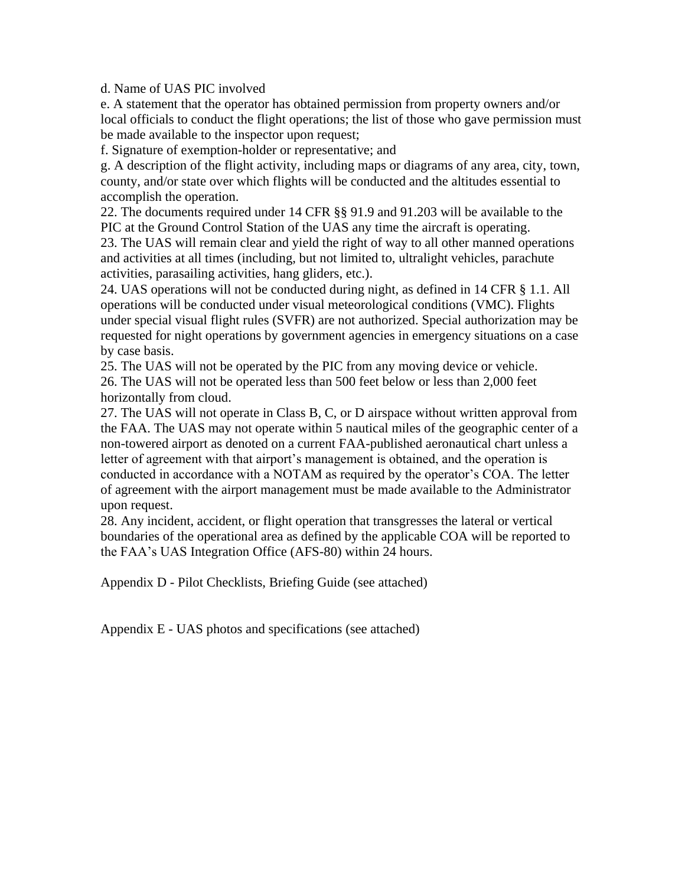d. Name of UAS PIC involved

e. A statement that the operator has obtained permission from property owners and/or local officials to conduct the flight operations; the list of those who gave permission must be made available to the inspector upon request;

f. Signature of exemption-holder or representative; and

g. A description of the flight activity, including maps or diagrams of any area, city, town, county, and/or state over which flights will be conducted and the altitudes essential to accomplish the operation.

22. The documents required under 14 CFR §§ 91.9 and 91.203 will be available to the PIC at the Ground Control Station of the UAS any time the aircraft is operating.

23. The UAS will remain clear and yield the right of way to all other manned operations and activities at all times (including, but not limited to, ultralight vehicles, parachute activities, parasailing activities, hang gliders, etc.).

24. UAS operations will not be conducted during night, as defined in 14 CFR § 1.1. All operations will be conducted under visual meteorological conditions (VMC). Flights under special visual flight rules (SVFR) are not authorized. Special authorization may be requested for night operations by government agencies in emergency situations on a case by case basis.

25. The UAS will not be operated by the PIC from any moving device or vehicle.

26. The UAS will not be operated less than 500 feet below or less than 2,000 feet horizontally from cloud.

27. The UAS will not operate in Class B, C, or D airspace without written approval from the FAA. The UAS may not operate within 5 nautical miles of the geographic center of a non-towered airport as denoted on a current FAA-published aeronautical chart unless a letter of agreement with that airport's management is obtained, and the operation is conducted in accordance with a NOTAM as required by the operator's COA. The letter of agreement with the airport management must be made available to the Administrator upon request.

28. Any incident, accident, or flight operation that transgresses the lateral or vertical boundaries of the operational area as defined by the applicable COA will be reported to the FAA's UAS Integration Office (AFS-80) within 24 hours.

Appendix D - Pilot Checklists, Briefing Guide (see attached)

Appendix E - UAS photos and specifications (see attached)